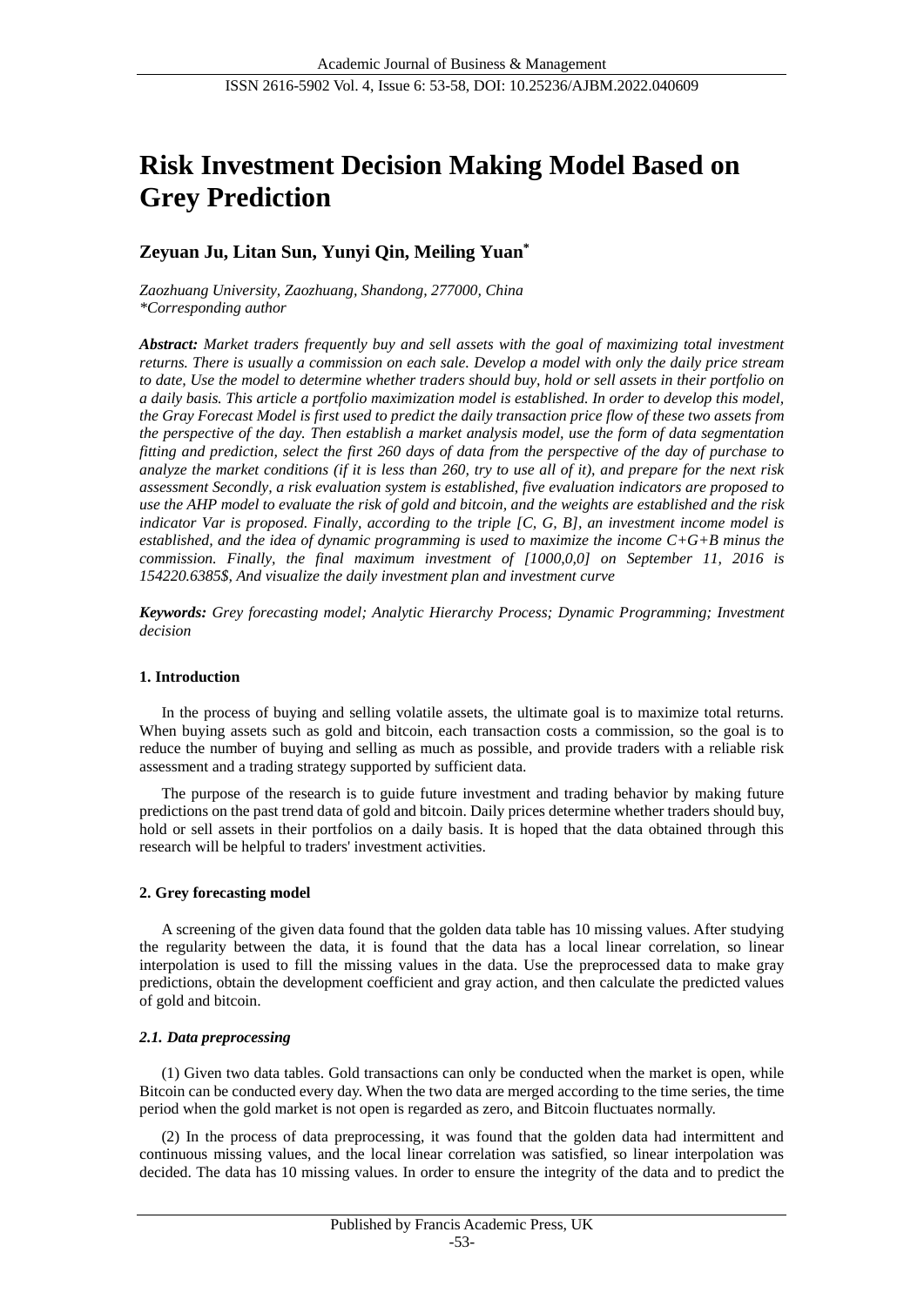# Risk Investment Decision Making Model Based on Grey Prediction

## Zeyuan Ju, Litan Sun, Yunyi Qin, Meiling Yuan*

*Zaozhuang University, Zaozhuang, Shandong, 277000, China*
*\*Corresponding author*

***Abstract:*** *Market traders frequently buy and sell assets with the goal of maximizing total investment returns. There is usually a commission on each sale. Develop a model with only the daily price stream to date, Use the model to determine whether traders should buy, hold or sell assets in their portfolio on a daily basis. This article a portfolio maximization model is established. In order to develop this model, the Gray Forecast Model is first used to predict the daily transaction price flow of these two assets from the perspective of the day. Then establish a market analysis model, use the form of data segmentation fitting and prediction, select the first 260 days of data from the perspective of the day of purchase to analyze the market conditions (if it is less than 260, try to use all of it), and prepare for the next risk assessment Secondly, a risk evaluation system is established, five evaluation indicators are proposed to use the AHP model to evaluate the risk of gold and bitcoin, and the weights are established and the risk indicator Var is proposed. Finally, according to the triple [C, G, B], an investment income model is established, and the idea of dynamic programming is used to maximize the income C+G+B minus the commission. Finally, the final maximum investment of [1000,0,0] on September 11, 2016 is 154220.6385$, And visualize the daily investment plan and investment curve*

***Keywords:*** *Grey forecasting model; Analytic Hierarchy Process; Dynamic Programming; Investment decision*

### 1. Introduction

In the process of buying and selling volatile assets, the ultimate goal is to maximize total returns. When buying assets such as gold and bitcoin, each transaction costs a commission, so the goal is to reduce the number of buying and selling as much as possible, and provide traders with a reliable risk assessment and a trading strategy supported by sufficient data.

The purpose of the research is to guide future investment and trading behavior by making future predictions on the past trend data of gold and bitcoin. Daily prices determine whether traders should buy, hold or sell assets in their portfolios on a daily basis. It is hoped that the data obtained through this research will be helpful to traders' investment activities.

### 2. Grey forecasting model

A screening of the given data found that the golden data table has 10 missing values. After studying the regularity between the data, it is found that the data has a local linear correlation, so linear interpolation is used to fill the missing values in the data. Use the preprocessed data to make gray predictions, obtain the development coefficient and gray action, and then calculate the predicted values of gold and bitcoin.

#### *2.1. Data preprocessing*

(1) Given two data tables. Gold transactions can only be conducted when the market is open, while Bitcoin can be conducted every day. When the two data are merged according to the time series, the time period when the gold market is not open is regarded as zero, and Bitcoin fluctuates normally.

(2) In the process of data preprocessing, it was found that the golden data had intermittent and continuous missing values, and the local linear correlation was satisfied, so linear interpolation was decided. The data has 10 missing values. In order to ensure the integrity of the data and to predict the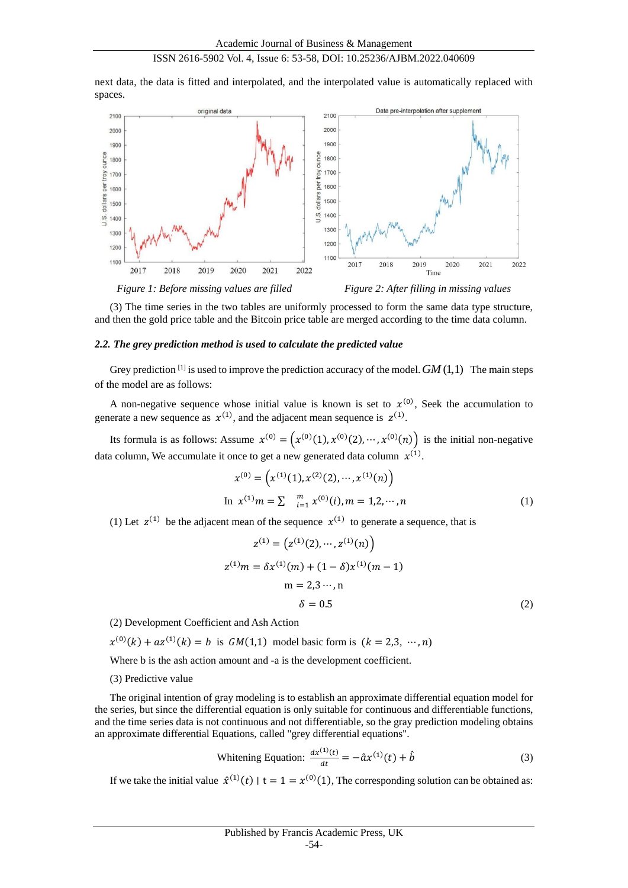next data, the data is fitted and interpolated, and the interpolated value is automatically replaced with spaces.

*Figure 1: Before missing values are filled*

*Figure 2: After filling in missing values*

(3) The time series in the two tables are uniformly processed to form the same data type structure, and then the gold price table and the Bitcoin price table are merged according to the time data column.

### *2.2. The grey prediction method is used to calculate the predicted value*

Grey prediction [1] is used to improve the prediction accuracy of the model. $GM(1,1)$ The main steps of the model are as follows:

A non-negative sequence whose initial value is known is set to $x^{(0)}$, Seek the accumulation to generate a new sequence as $x^{(1)}$, and the adjacent mean sequence is $z^{(1)}$.

Its formula is as follows: Assume $x^{(0)} = \left(x^{(0)}(1), x^{(0)}(2), \cdots, x^{(0)}(n)\right)$ is the initial non-negative data column, We accumulate it once to get a new generated data column $x^{(1)}$.

$$x^{(0)} = \left(x^{(1)}(1), x^{(2)}(2), \cdots, x^{(1)}(n)\right)$$

$$\text{In } x^{(1)}m = \sum_{i=1}^{m} x^{(0)}(i), m = 1,2,\cdots,n \tag{1}$$

(1) Let $z^{(1)}$ be the adjacent mean of the sequence $x^{(1)}$ to generate a sequence, that is

$$z^{(1)} = \left(z^{(1)}(2), \cdots, z^{(1)}(n)\right)$$

$$z^{(1)}m = \delta x^{(1)}(m) + (1-\delta)x^{(1)}(m-1)$$

$$\mathrm{m} = 2,3 \cdots, \mathrm{n}$$

$$\delta = 0.5 \tag{2}$$

(2) Development Coefficient and Ash Action

$x^{(0)}(k) + az^{(1)}(k) = b$ is $GM(1,1)$ model basic form is $(k = 2,3, \cdots, n)$

Where b is the ash action amount and -a is the development coefficient.

(3) Predictive value

The original intention of gray modeling is to establish an approximate differential equation model for the series, but since the differential equation is only suitable for continuous and differentiable functions, and the time series data is not continuous and not differentiable, so the gray prediction modeling obtains an approximate differential Equations, called "grey differential equations".

$$\text{Whitening Equation: } \frac{dx^{(1)}(t)}{dt} = -\hat{a}x^{(1)}(t) + \hat{b} \tag{3}$$

If we take the initial value $\hat{x}^{(1)}(t) \mid \mathrm{t} = 1 = x^{(0)}(1)$, The corresponding solution can be obtained as: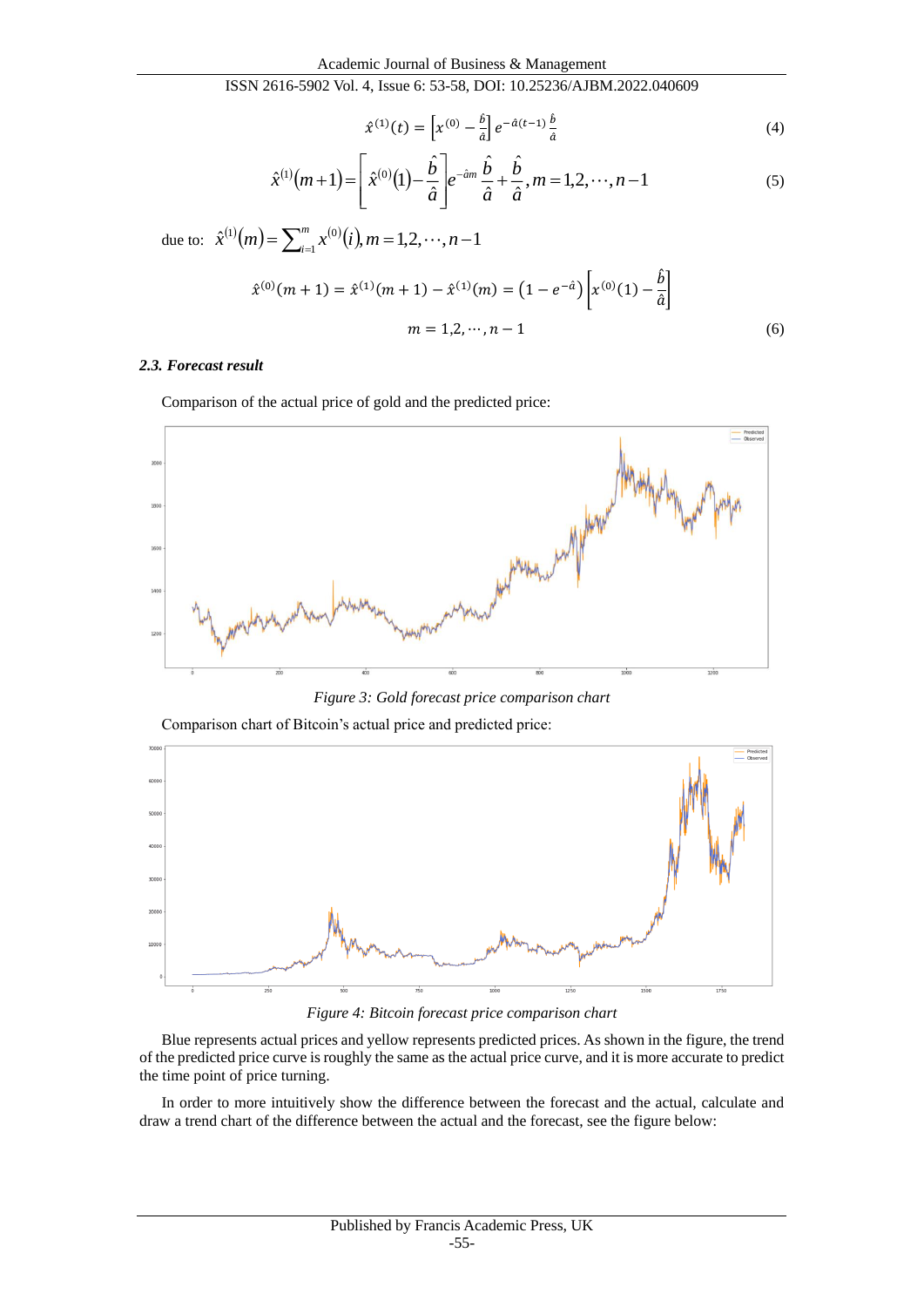$$\hat{x}^{(1)}(t) = \left[x^{(0)} - \frac{\hat{b}}{\hat{a}}\right] e^{-\hat{a}(t-1)} \frac{\hat{b}}{\hat{a}} \tag{4}$$

$$\hat{x}^{(1)}(m+1) = \left[\hat{x}^{(0)}(1) - \frac{\hat{b}}{\hat{a}}\right] e^{-\hat{a}m} \frac{\hat{b}}{\hat{a}} + \frac{\hat{b}}{\hat{a}}, m = 1,2,\cdots,n-1 \tag{5}$$

due to: $\hat{x}^{(1)}(m) = \sum_{i=1}^{m} x^{(0)}(i), m = 1,2,\cdots,n-1$

$$\hat{x}^{(0)}(m+1) = \hat{x}^{(1)}(m+1) - \hat{x}^{(1)}(m) = \left(1 - e^{-\hat{a}}\right)\left[x^{(0)}(1) - \frac{\hat{b}}{\hat{a}}\right]$$

$$m = 1,2,\cdots,n-1 \tag{6}$$

### *2.3. Forecast result*

Comparison of the actual price of gold and the predicted price:

*Figure 3: Gold forecast price comparison chart*

Comparison chart of Bitcoin's actual price and predicted price:

*Figure 4: Bitcoin forecast price comparison chart*

Blue represents actual prices and yellow represents predicted prices. As shown in the figure, the trend of the predicted price curve is roughly the same as the actual price curve, and it is more accurate to predict the time point of price turning.

In order to more intuitively show the difference between the forecast and the actual, calculate and draw a trend chart of the difference between the actual and the forecast, see the figure below: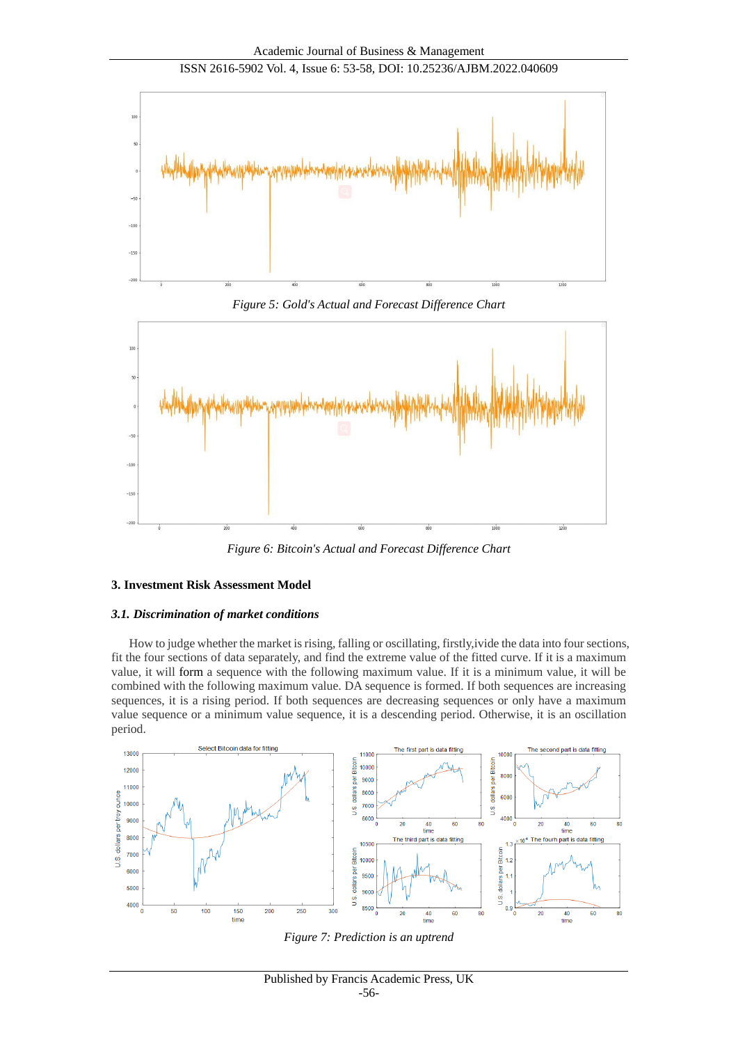*Figure 5: Gold's Actual and Forecast Difference Chart*

*Figure 6: Bitcoin's Actual and Forecast Difference Chart*

## 3. Investment Risk Assessment Model

### *3.1. Discrimination of market conditions*

How to judge whether the market is rising, falling or oscillating, firstly,ivide the data into four sections, fit the four sections of data separately, and find the extreme value of the fitted curve. If it is a maximum value, it will form a sequence with the following maximum value. If it is a minimum value, it will be combined with the following maximum value. DA sequence is formed. If both sequences are increasing sequences, it is a rising period. If both sequences are decreasing sequences or only have a maximum value sequence or a minimum value sequence, it is a descending period. Otherwise, it is an oscillation period.

*Figure 7: Prediction is an uptrend*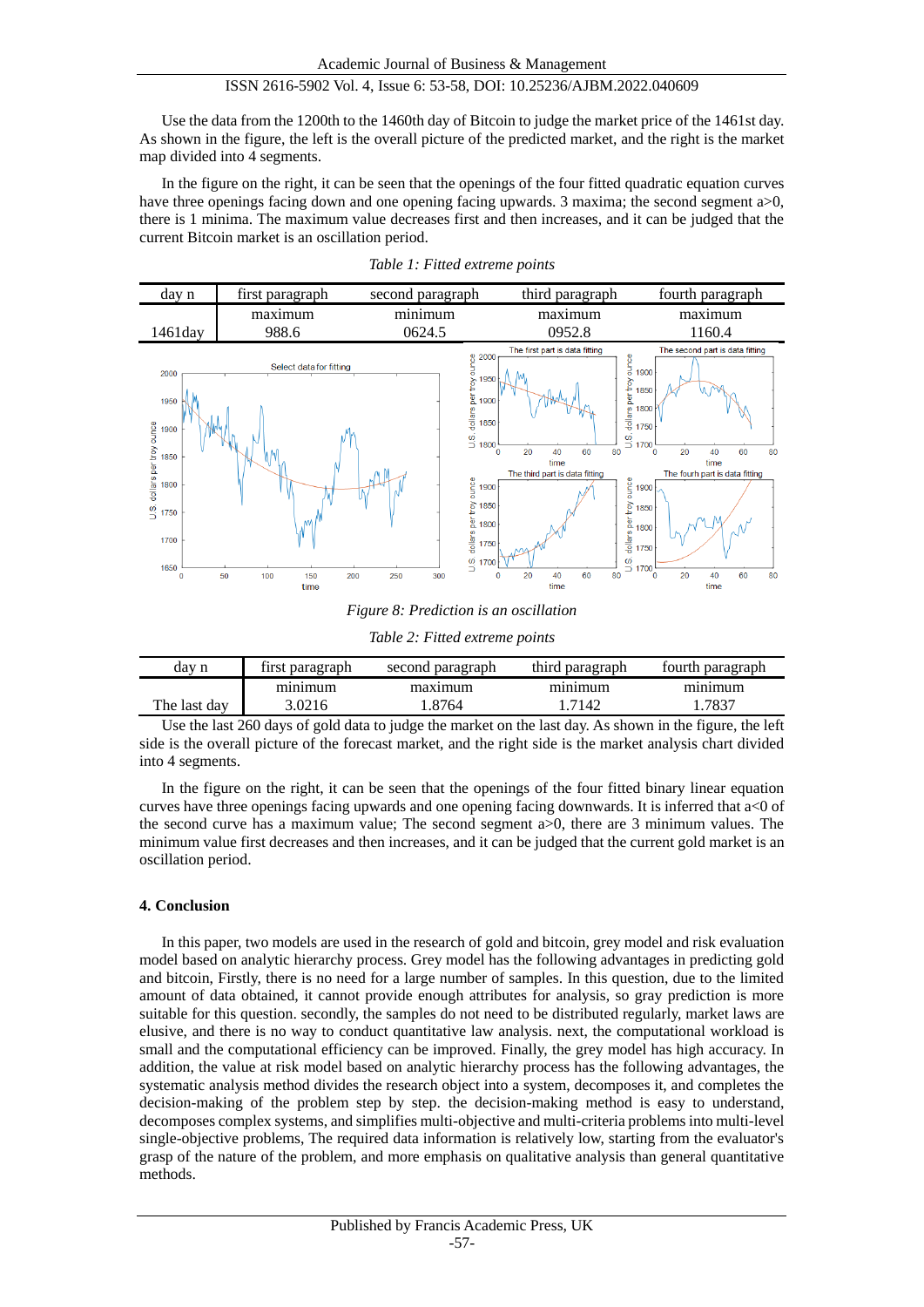Use the data from the 1200th to the 1460th day of Bitcoin to judge the market price of the 1461st day. As shown in the figure, the left is the overall picture of the predicted market, and the right is the market map divided into 4 segments.

In the figure on the right, it can be seen that the openings of the four fitted quadratic equation curves have three openings facing down and one opening facing upwards. 3 maxima; the second segment a>0, there is 1 minima. The maximum value decreases first and then increases, and it can be judged that the current Bitcoin market is an oscillation period.

*Table 1: Fitted extreme points*

| day n | first paragraph | second paragraph | third paragraph | fourth paragraph |
|---|---|---|---|---|
| | maximum | minimum | maximum | maximum |
| 1461day | 988.6 | 0624.5 | 0952.8 | 1160.4 |

*Figure 8: Prediction is an oscillation*

*Table 2: Fitted extreme points*

| day n | first paragraph | second paragraph | third paragraph | fourth paragraph |
|---|---|---|---|---|
| | minimum | maximum | minimum | minimum |
| The last day | 3.0216 | 1.8764 | 1.7142 | 1.7837 |

Use the last 260 days of gold data to judge the market on the last day. As shown in the figure, the left side is the overall picture of the forecast market, and the right side is the market analysis chart divided into 4 segments.

In the figure on the right, it can be seen that the openings of the four fitted binary linear equation curves have three openings facing upwards and one opening facing downwards. It is inferred that a<0 of the second curve has a maximum value; The second segment a>0, there are 3 minimum values. The minimum value first decreases and then increases, and it can be judged that the current gold market is an oscillation period.

## 4. Conclusion

In this paper, two models are used in the research of gold and bitcoin, grey model and risk evaluation model based on analytic hierarchy process. Grey model has the following advantages in predicting gold and bitcoin, Firstly, there is no need for a large number of samples. In this question, due to the limited amount of data obtained, it cannot provide enough attributes for analysis, so gray prediction is more suitable for this question. secondly, the samples do not need to be distributed regularly, market laws are elusive, and there is no way to conduct quantitative law analysis. next, the computational workload is small and the computational efficiency can be improved. Finally, the grey model has high accuracy. In addition, the value at risk model based on analytic hierarchy process has the following advantages, the systematic analysis method divides the research object into a system, decomposes it, and completes the decision-making of the problem step by step. the decision-making method is easy to understand, decomposes complex systems, and simplifies multi-objective and multi-criteria problems into multi-level single-objective problems, The required data information is relatively low, starting from the evaluator's grasp of the nature of the problem, and more emphasis on qualitative analysis than general quantitative methods.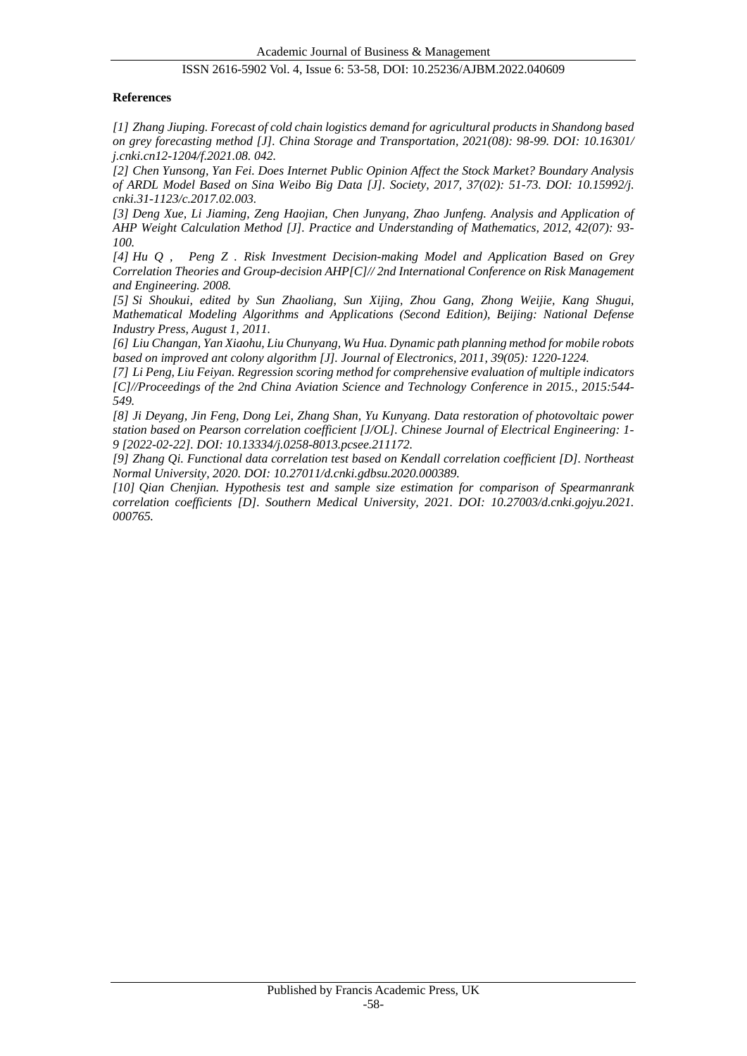**References**

*[1] Zhang Jiuping. Forecast of cold chain logistics demand for agricultural products in Shandong based on grey forecasting method [J]. China Storage and Transportation, 2021(08): 98-99. DOI: 10.16301/ j.cnki.cn12-1204/f.2021.08. 042.*

*[2] Chen Yunsong, Yan Fei. Does Internet Public Opinion Affect the Stock Market? Boundary Analysis of ARDL Model Based on Sina Weibo Big Data [J]. Society, 2017, 37(02): 51-73. DOI: 10.15992/j. cnki.31-1123/c.2017.02.003.*

*[3] Deng Xue, Li Jiaming, Zeng Haojian, Chen Junyang, Zhao Junfeng. Analysis and Application of AHP Weight Calculation Method [J]. Practice and Understanding of Mathematics, 2012, 42(07): 93-100.*

*[4] Hu Q , Peng Z . Risk Investment Decision-making Model and Application Based on Grey Correlation Theories and Group-decision AHP[C]// 2nd International Conference on Risk Management and Engineering. 2008.*

*[5] Si Shoukui, edited by Sun Zhaoliang, Sun Xijing, Zhou Gang, Zhong Weijie, Kang Shugui, Mathematical Modeling Algorithms and Applications (Second Edition), Beijing: National Defense Industry Press, August 1, 2011.*

*[6] Liu Changan, Yan Xiaohu, Liu Chunyang, Wu Hua. Dynamic path planning method for mobile robots based on improved ant colony algorithm [J]. Journal of Electronics, 2011, 39(05): 1220-1224.*

*[7] Li Peng, Liu Feiyan. Regression scoring method for comprehensive evaluation of multiple indicators [C]//Proceedings of the 2nd China Aviation Science and Technology Conference in 2015., 2015:544-549.*

*[8] Ji Deyang, Jin Feng, Dong Lei, Zhang Shan, Yu Kunyang. Data restoration of photovoltaic power station based on Pearson correlation coefficient [J/OL]. Chinese Journal of Electrical Engineering: 1-9 [2022-02-22]. DOI: 10.13334/j.0258-8013.pcsee.211172.*

*[9] Zhang Qi. Functional data correlation test based on Kendall correlation coefficient [D]. Northeast Normal University, 2020. DOI: 10.27011/d.cnki.gdbsu.2020.000389.*

*[10] Qian Chenjian. Hypothesis test and sample size estimation for comparison of Spearmanrank correlation coefficients [D]. Southern Medical University, 2021. DOI: 10.27003/d.cnki.gojyu.2021. 000765.*